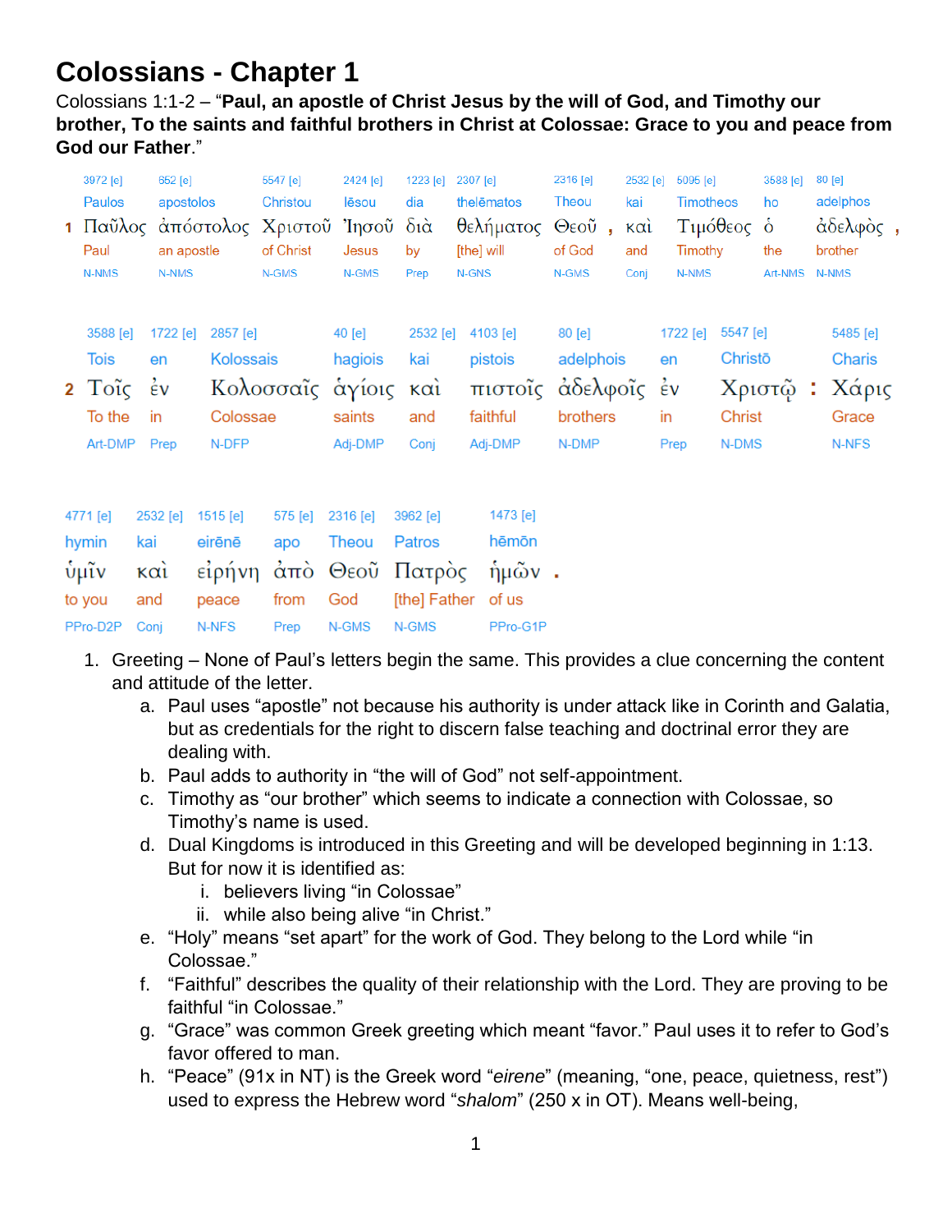# Colossians - Chapter 1

Colossians 1:1-2 – “**Paul, an apostle of Christ Jesus by the will of God, and Timothy our brother, To the saints and faithful brothers in Christ at Colossae: Grace to you and peace from God our Father**.”

| | | | | | | | | | | | |
|---|---|---|---|---|---|---|---|---|---|---|---|
| | 3972 [e] | 652 [e] | 5547 [e] | 2424 [e] | 1223 [e] | 2307 [e] | 2316 [e] | 2532 [e] | 5095 [e] | 3588 [e] | 80 [e] |
| | Paulos | apostolos | Christou | Iēsou | dia | thelēmatos | Theou | kai | Timotheos | ho | adelphos |
| 1 | Παῦλος | ἀπόστολος | Χριστοῦ | Ἰησοῦ | διὰ | θελήματος | Θεοῦ , | καὶ | Τιμόθεος | ὁ | ἀδελφὸς , |
| | Paul | an apostle | of Christ | Jesus | by | [the] will | of God | and | Timothy | the | brother |
| | N-NMS | N-NMS | N-GMS | N-GMS | Prep | N-GNS | N-GMS | Conj | N-NMS | Art-NMS | N-NMS |

| | | | | | | | | | | |
|---|---|---|---|---|---|---|---|---|---|---|
| | 3588 [e] | 1722 [e] | 2857 [e] | 40 [e] | 2532 [e] | 4103 [e] | 80 [e] | 1722 [e] | 5547 [e] | 5485 [e] |
| | Tois | en | Kolossais | hagiois | kai | pistois | adelphois | en | Christō | Charis |
| 2 | Τοῖς | ἐν | Κολοσσαῖς | ἁγίοις | καὶ | πιστοῖς | ἀδελφοῖς | ἐν | Χριστῷ : | Χάρις |
| | To the | in | Colossae | saints | and | faithful | brothers | in | Christ | Grace |
| | Art-DMP | Prep | N-DFP | Adj-DMP | Conj | Adj-DMP | N-DMP | Prep | N-DMS | N-NFS |

| | | | | | | |
|---|---|---|---|---|---|---|
| 4771 [e] | 2532 [e] | 1515 [e] | 575 [e] | 2316 [e] | 3962 [e] | 1473 [e] |
| hymin | kai | eirēnē | apo | Theou | Patros | hēmōn |
| ὑμῖν | καὶ | εἰρήνη | ἀπὸ | Θεοῦ | Πατρὸς | ἡμῶν . |
| to you | and | peace | from | God | [the] Father | of us |
| PPro-D2P | Conj | N-NFS | Prep | N-GMS | N-GMS | PPro-G1P |

1. Greeting – None of Paul’s letters begin the same. This provides a clue concerning the content and attitude of the letter.
    a. Paul uses “apostle” not because his authority is under attack like in Corinth and Galatia, but as credentials for the right to discern false teaching and doctrinal error they are dealing with.
    b. Paul adds to authority in “the will of God” not self-appointment.
    c. Timothy as “our brother” which seems to indicate a connection with Colossae, so Timothy’s name is used.
    d. Dual Kingdoms is introduced in this Greeting and will be developed beginning in 1:13. But for now it is identified as:
        i. believers living “in Colossae”
        ii. while also being alive “in Christ.”
    e. “Holy” means “set apart” for the work of God. They belong to the Lord while “in Colossae.”
    f. “Faithful” describes the quality of their relationship with the Lord. They are proving to be faithful “in Colossae.”
    g. “Grace” was common Greek greeting which meant “favor.” Paul uses it to refer to God’s favor offered to man.
    h. “Peace” (91x in NT) is the Greek word “*eirene*” (meaning, “one, peace, quietness, rest”) used to express the Hebrew word “*shalom*” (250 x in OT). Means well-being,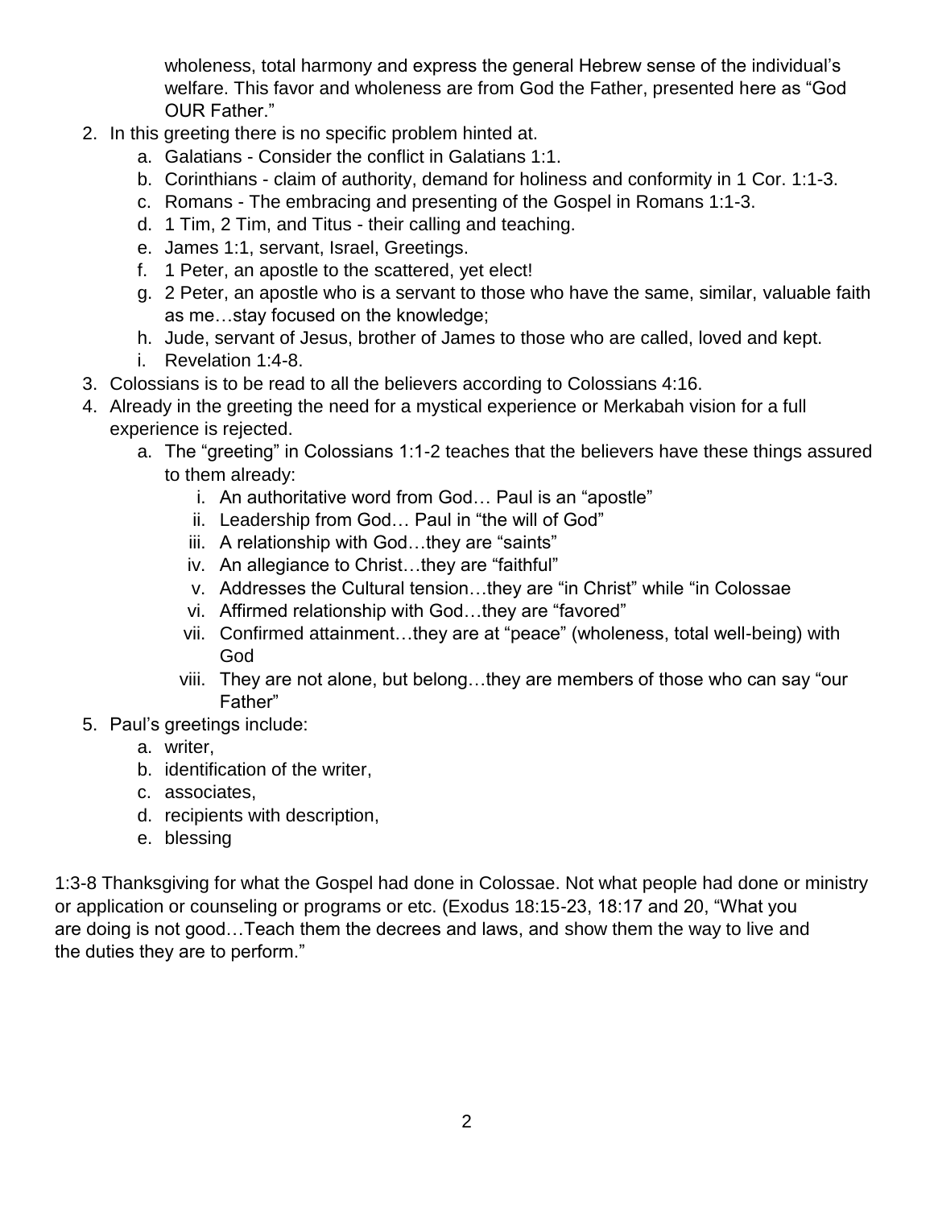wholeness, total harmony and express the general Hebrew sense of the individual's welfare. This favor and wholeness are from God the Father, presented here as "God OUR Father."

2. In this greeting there is no specific problem hinted at.
   a. Galatians - Consider the conflict in Galatians 1:1.
   b. Corinthians - claim of authority, demand for holiness and conformity in 1 Cor. 1:1-3.
   c. Romans - The embracing and presenting of the Gospel in Romans 1:1-3.
   d. 1 Tim, 2 Tim, and Titus - their calling and teaching.
   e. James 1:1, servant, Israel, Greetings.
   f. 1 Peter, an apostle to the scattered, yet elect!
   g. 2 Peter, an apostle who is a servant to those who have the same, similar, valuable faith as me…stay focused on the knowledge;
   h. Jude, servant of Jesus, brother of James to those who are called, loved and kept.
   i. Revelation 1:4-8.
3. Colossians is to be read to all the believers according to Colossians 4:16.
4. Already in the greeting the need for a mystical experience or Merkabah vision for a full experience is rejected.
   a. The "greeting" in Colossians 1:1-2 teaches that the believers have these things assured to them already:
      i. An authoritative word from God… Paul is an "apostle"
      ii. Leadership from God… Paul in "the will of God"
      iii. A relationship with God…they are "saints"
      iv. An allegiance to Christ…they are "faithful"
      v. Addresses the Cultural tension…they are "in Christ" while "in Colossae
      vi. Affirmed relationship with God…they are "favored"
      vii. Confirmed attainment…they are at "peace" (wholeness, total well-being) with God
      viii. They are not alone, but belong…they are members of those who can say "our Father"
5. Paul's greetings include:
   a. writer,
   b. identification of the writer,
   c. associates,
   d. recipients with description,
   e. blessing

1:3-8 Thanksgiving for what the Gospel had done in Colossae. Not what people had done or ministry or application or counseling or programs or etc. (Exodus 18:15-23, 18:17 and 20, "What you are doing is not good…Teach them the decrees and laws, and show them the way to live and the duties they are to perform."